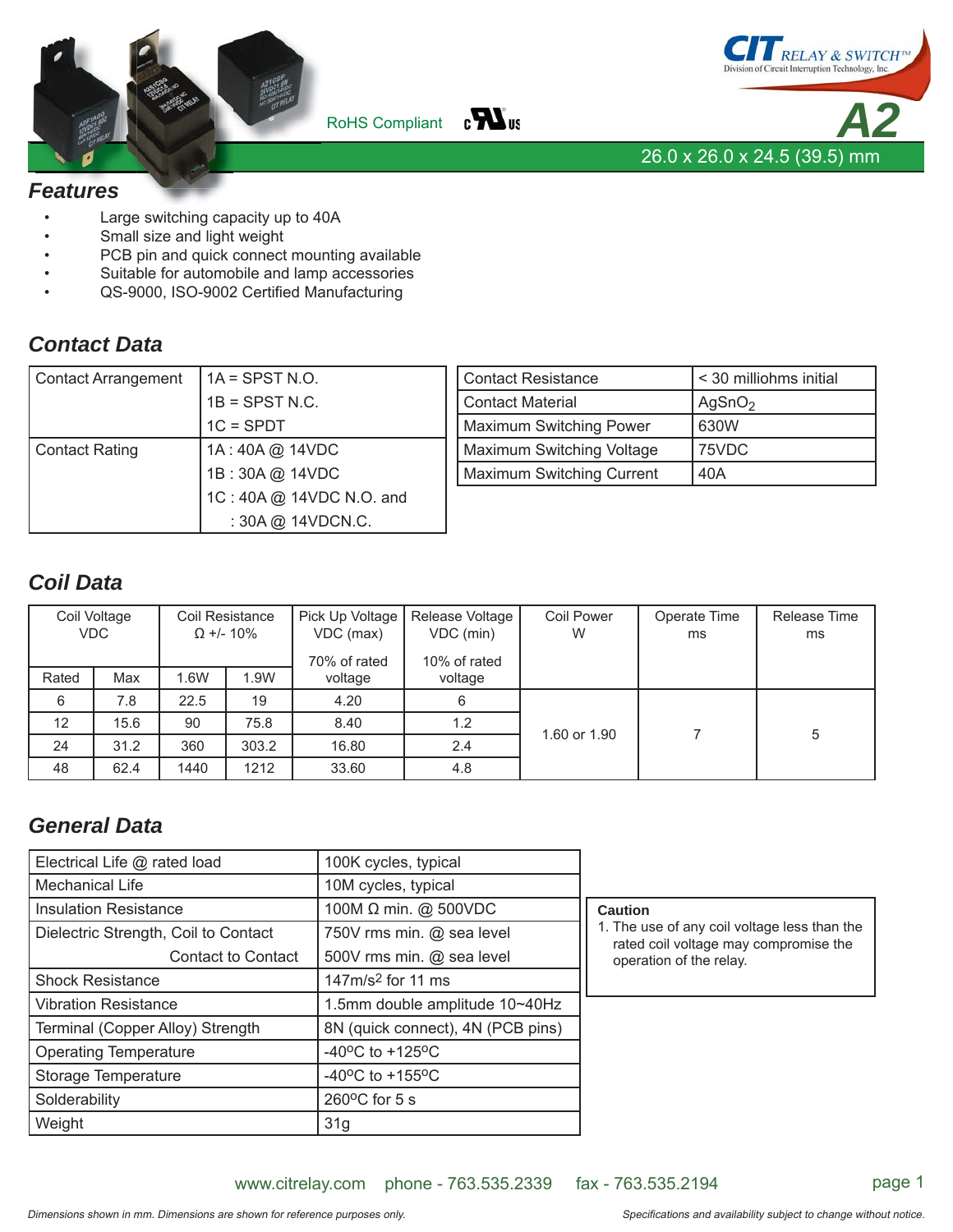RoHS Compliant

CIT RELAY & SWITCH™
Division of Circuit Interruption Technology, Inc.

# A2

26.0 x 26.0 x 24.5 (39.5) mm

## Features

- Large switching capacity up to 40A
- Small size and light weight
- PCB pin and quick connect mounting available
- Suitable for automobile and lamp accessories
- QS-9000, ISO-9002 Certified Manufacturing

## Contact Data

| | |
|---|---|
| Contact Arrangement | 1A = SPST N.O. |
| | 1B = SPST N.C. |
| | 1C = SPDT |
| Contact Rating | 1A : 40A @ 14VDC |
| | 1B : 30A @ 14VDC |
| | 1C : 40A @ 14VDC N.O. and |
| | : 30A @ 14VDCN.C. |

| | |
|---|---|
| Contact Resistance | < 30 milliohms initial |
| Contact Material | $AgSnO_2$ |
| Maximum Switching Power | 630W |
| Maximum Switching Voltage | 75VDC |
| Maximum Switching Current | 40A |

## Coil Data

| Coil Voltage VDC | | Coil Resistance Ω +/- 10% | | Pick Up Voltage VDC (max) | Release Voltage VDC (min) | Coil Power W | Operate Time ms | Release Time ms |
|---|---|---|---|---|---|---|---|---|
| Rated | Max | 1.6W | 1.9W | 70% of rated voltage | 10% of rated voltage | | | |
| 6 | 7.8 | 22.5 | 19 | 4.20 | 6 | 1.60 or 1.90 | 7 | 5 |
| 12 | 15.6 | 90 | 75.8 | 8.40 | 1.2 | | | |
| 24 | 31.2 | 360 | 303.2 | 16.80 | 2.4 | | | |
| 48 | 62.4 | 1440 | 1212 | 33.60 | 4.8 | | | |

## General Data

| | |
|---|---|
| Electrical Life @ rated load | 100K cycles, typical |
| Mechanical Life | 10M cycles, typical |
| Insulation Resistance | 100M Ω min. @ 500VDC |
| Dielectric Strength, Coil to Contact | 750V rms min. @ sea level |
| Contact to Contact | 500V rms min. @ sea level |
| Shock Resistance | 147m/s² for 11 ms |
| Vibration Resistance | 1.5mm double amplitude 10~40Hz |
| Terminal (Copper Alloy) Strength | 8N (quick connect), 4N (PCB pins) |
| Operating Temperature | -40°C to +125°C |
| Storage Temperature | -40°C to +155°C |
| Solderability | 260°C for 5 s |
| Weight | 31g |

**Caution**
1. The use of any coil voltage less than the rated coil voltage may compromise the operation of the relay.

www.citrelay.com phone - 763.535.2339 fax - 763.535.2194

*Dimensions shown in mm. Dimensions are shown for reference purposes only.*

*Specifications and availability subject to change without notice.*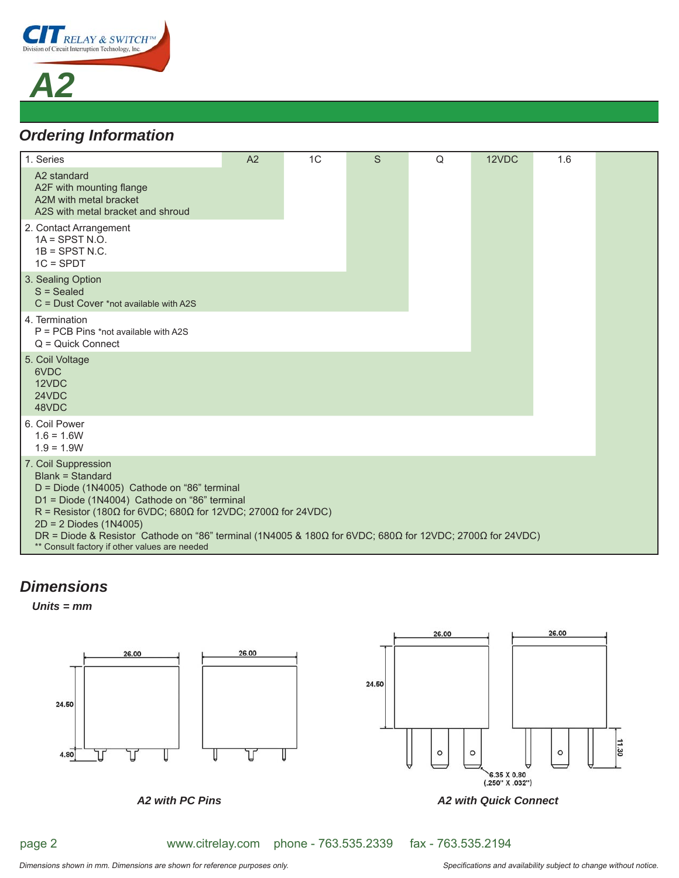# A2

## Ordering Information

| 1. Series | A2 | 1C | S | Q | 12VDC | 1.6 |
|---|---|---|---|---|---|---|

1. Series
   - A2 standard
   - A2F with mounting flange
   - A2M with metal bracket
   - A2S with metal bracket and shroud
2. Contact Arrangement
   - 1A = SPST N.O.
   - 1B = SPST N.C.
   - 1C = SPDT
3. Sealing Option
   - S = Sealed
   - C = Dust Cover *not available with A2S
4. Termination
   - P = PCB Pins *not available with A2S
   - Q = Quick Connect
5. Coil Voltage
   - 6VDC
   - 12VDC
   - 24VDC
   - 48VDC
6. Coil Power
   - 1.6 = 1.6W
   - 1.9 = 1.9W
7. Coil Suppression
   - Blank = Standard
   - D = Diode (1N4005) Cathode on "86" terminal
   - D1 = Diode (1N4004) Cathode on "86" terminal
   - R = Resistor (180Ω for 6VDC; 680Ω for 12VDC; 2700Ω for 24VDC)
   - 2D = 2 Diodes (1N4005)
   - DR = Diode & Resistor Cathode on "86" terminal (1N4005 & 180Ω for 6VDC; 680Ω for 12VDC; 2700Ω for 24VDC)
   - ** Consult factory if other values are needed

## Dimensions

*Units = mm*

26.00 26.00 24.50 4.80

*A2 with PC Pins*

26.00 26.00 24.50 11.30 6.35 X 0.80 (.250" X .032")

*A2 with Quick Connect*

www.citrelay.com phone - 763.535.2339 fax - 763.535.2194

*Dimensions shown in mm. Dimensions are shown for reference purposes only.*

*Specifications and availability subject to change without notice.*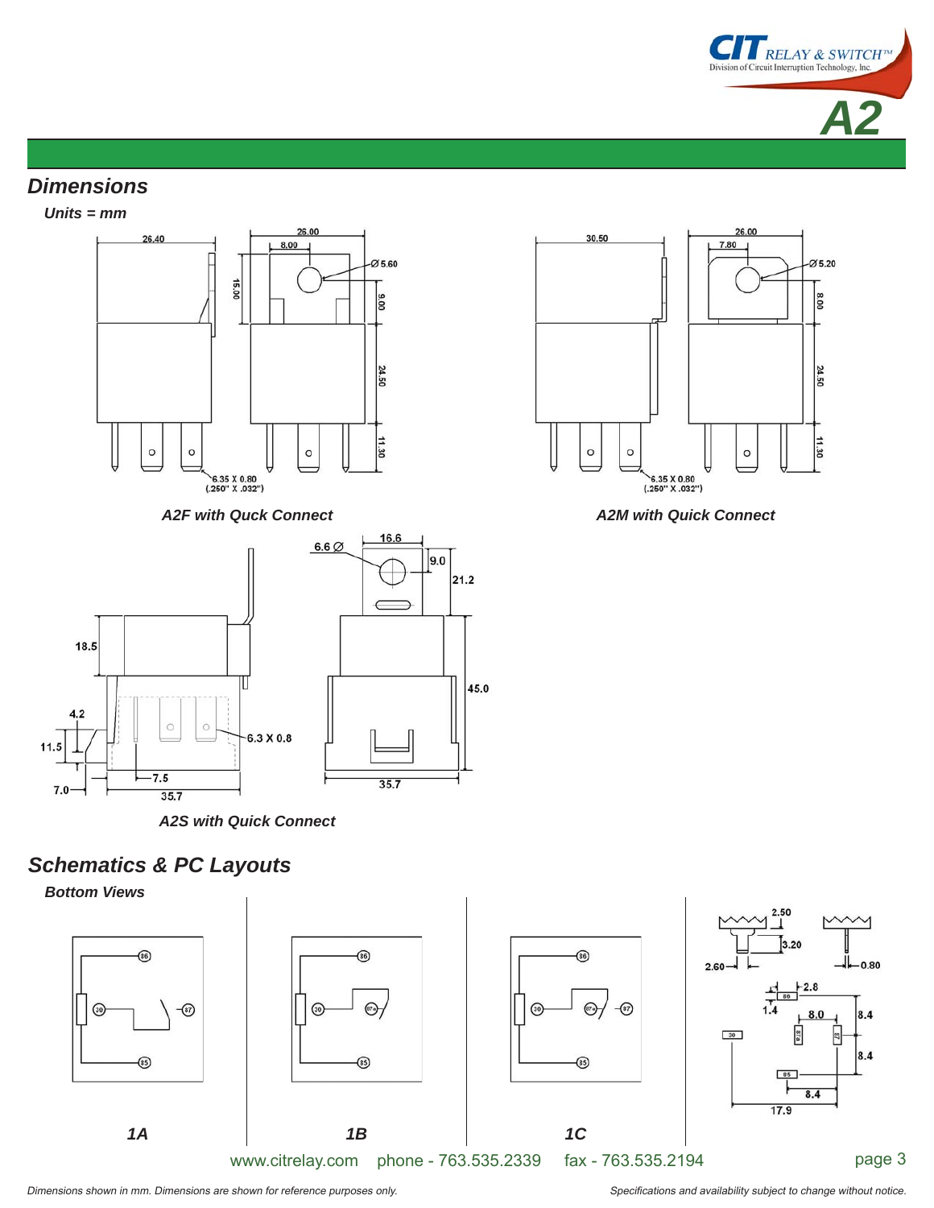## Dimensions

*Units = mm*

26.40
26.00
8.00
Ø 5.60
15.00
9.00
24.50
11.30
6.35 X 0.80
(.250" X .032")

*A2F with Quck Connect*

30.50
26.00
7.80
Ø 5.20
8.00
24.50
11.30
6.35 X 0.80
(.250" X .032")

*A2M with Quick Connect*

16.6
6.6 Ø
9.0
21.2
18.5
45.0
4.2
6.3 X 0.8
11.5
7.5
7.0
35.7
35.7

*A2S with Quick Connect*

## Schematics & PC Layouts

*Bottom Views*

86
30
87
85

*1A*

86
30
87a
85

*1B*

86
30
87a
87
85

*1C*

2.50
3.20
2.60
0.80
2.8
86
1.4
8.0
8.4
30
87a
87
8.4
85
8.4
17.9

www.citrelay.com phone - 763.535.2339 fax - 763.535.2194

*Dimensions shown in mm. Dimensions are shown for reference purposes only.*

*Specifications and availability subject to change without notice.*